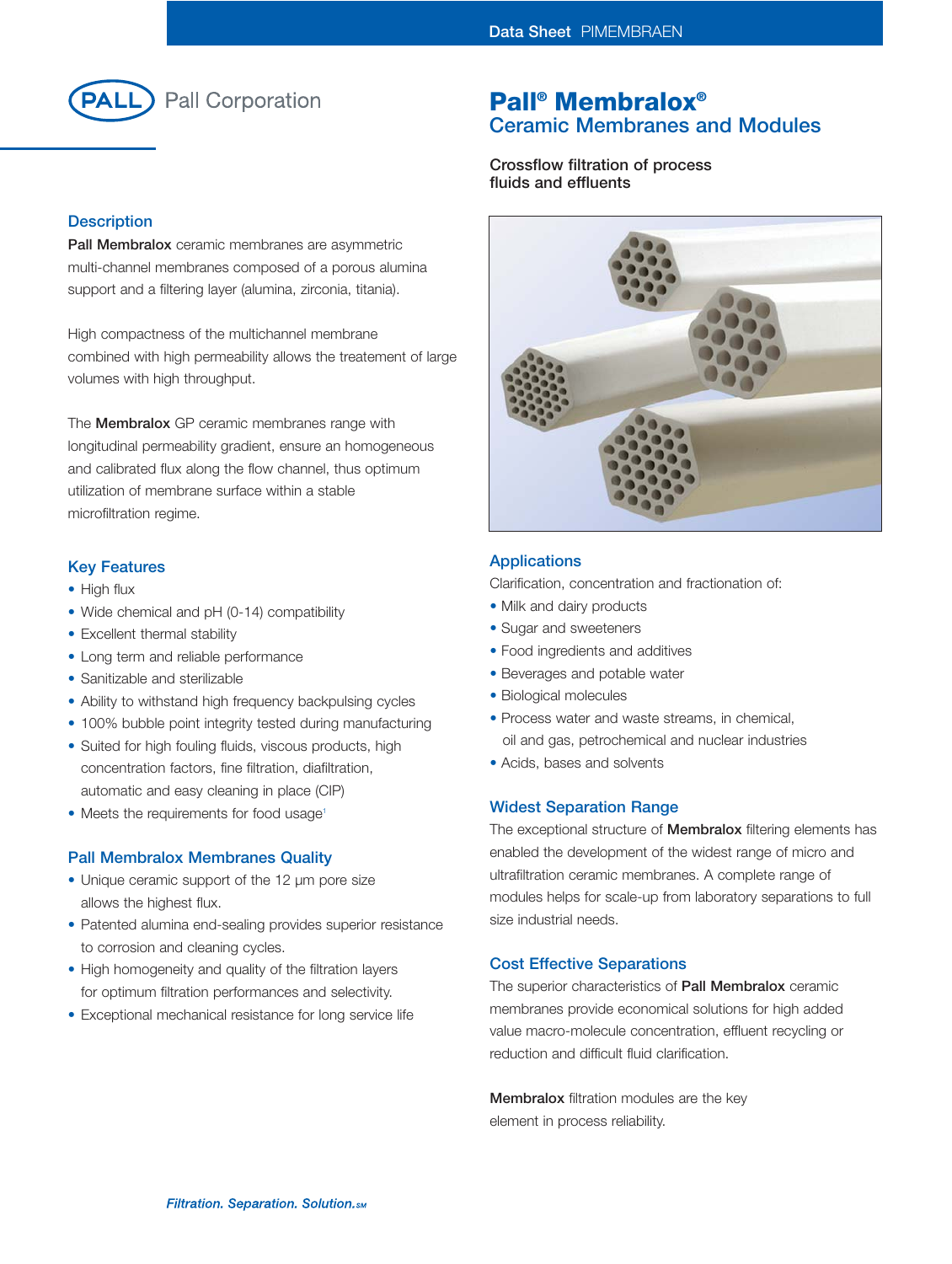Data Sheet PIMEMBRAEN

Pall Corporation

# Pall® Membralox®

## Ceramic Membranes and Modules

**Crossflow filtration of process fluids and effluents**

### Description

**Pall Membralox** ceramic membranes are asymmetric multi-channel membranes composed of a porous alumina support and a filtering layer (alumina, zirconia, titania).

High compactness of the multichannel membrane combined with high permeability allows the treatement of large volumes with high throughput.

The **Membralox** GP ceramic membranes range with longitudinal permeability gradient, ensure an homogeneous and calibrated flux along the flow channel, thus optimum utilization of membrane surface within a stable microfiltration regime.

### Key Features

- High flux
- Wide chemical and pH (0-14) compatibility
- Excellent thermal stability
- Long term and reliable performance
- Sanitizable and sterilizable
- Ability to withstand high frequency backpulsing cycles
- 100% bubble point integrity tested during manufacturing
- Suited for high fouling fluids, viscous products, high concentration factors, fine filtration, diafiltration, automatic and easy cleaning in place (CIP)
- Meets the requirements for food usage[1]

### Pall Membralox Membranes Quality

- Unique ceramic support of the 12 µm pore size allows the highest flux.
- Patented alumina end-sealing provides superior resistance to corrosion and cleaning cycles.
- High homogeneity and quality of the filtration layers for optimum filtration performances and selectivity.
- Exceptional mechanical resistance for long service life

### Applications

Clarification, concentration and fractionation of:

- Milk and dairy products
- Sugar and sweeteners
- Food ingredients and additives
- Beverages and potable water
- Biological molecules
- Process water and waste streams, in chemical, oil and gas, petrochemical and nuclear industries
- Acids, bases and solvents

### Widest Separation Range

The exceptional structure of **Membralox** filtering elements has enabled the development of the widest range of micro and ultrafiltration ceramic membranes. A complete range of modules helps for scale-up from laboratory separations to full size industrial needs.

### Cost Effective Separations

The superior characteristics of **Pall Membralox** ceramic membranes provide economical solutions for high added value macro-molecule concentration, effluent recycling or reduction and difficult fluid clarification.

**Membralox** filtration modules are the key element in process reliability.

*Filtration. Separation. Solution.SM*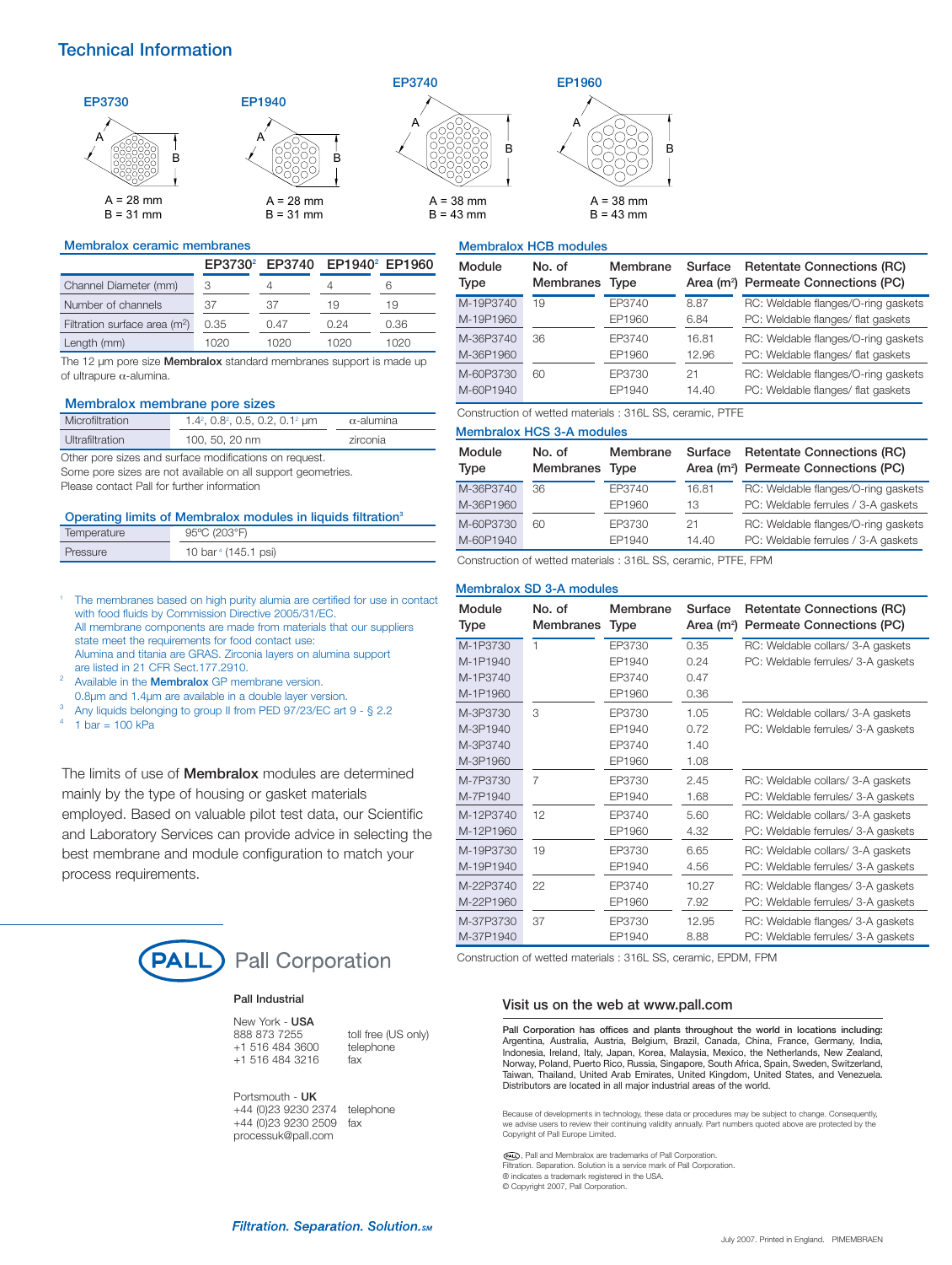# Technical Information

EP3730

A = 28 mm
B = 31 mm

EP1940

A = 28 mm
B = 31 mm

EP3740

A = 38 mm
B = 43 mm

EP1960

A = 38 mm
B = 43 mm

## Membralox ceramic membranes

| | EP3730[2] | EP3740 | EP1940[2] | EP1960 |
|---|---|---|---|---|
| Channel Diameter (mm) | 3 | 4 | 4 | 6 |
| Number of channels | 37 | 37 | 19 | 19 |
| Filtration surface area ($m^2$) | 0.35 | 0.47 | 0.24 | 0.36 |
| Length (mm) | 1020 | 1020 | 1020 | 1020 |

The 12 µm pore size **Membralox** standard membranes support is made up of ultrapure α-alumina.

## Membralox membrane pore sizes

| | | |
|---|---|---|
| Microfiltration | 1.4[2], 0.8[2], 0.5, 0.2, 0.1[2] µm | α-alumina |
| Ultrafiltration | 100, 50, 20 nm | zirconia |

Other pore sizes and surface modifications on request.
Some pore sizes are not available on all support geometries.
Please contact Pall for further information

## Operating limits of Membralox modules in liquids filtration[3]

| | |
|---|---|
| Temperature | 95ºC (203°F) |
| Pressure | 10 bar[4] (145.1 psi) |

[1] The membranes based on high purity alumia are certified for use in contact with food fluids by Commission Directive 2005/31/EC.
All membrane components are made from materials that our suppliers state meet the requirements for food contact use:
Alumina and titania are GRAS. Zirconia layers on alumina support are listed in 21 CFR Sect.177.2910.

[2] Available in the **Membralox** GP membrane version.
0.8µm and 1.4µm are available in a double layer version.

[3] Any liquids belonging to group II from PED 97/23/EC art 9 - § 2.2

[4] 1 bar = 100 kPa

The limits of use of **Membralox** modules are determined mainly by the type of housing or gasket materials employed. Based on valuable pilot test data, our Scientific and Laboratory Services can provide advice in selecting the best membrane and module configuration to match your process requirements.

## Membralox HCB modules

| Module Type | No. of Membranes | Membrane Type | Surface Area ($m^2$) | Retentate Connections (RC) Permeate Connections (PC) |
|---|---|---|---|---|
| M-19P3740 | 19 | EP3740 | 8.87 | RC: Weldable flanges/O-ring gaskets |
| M-19P1960 | | EP1960 | 6.84 | PC: Weldable flanges/ flat gaskets |
| M-36P3740 | 36 | EP3740 | 16.81 | RC: Weldable flanges/O-ring gaskets |
| M-36P1960 | | EP1960 | 12.96 | PC: Weldable flanges/ flat gaskets |
| M-60P3730 | 60 | EP3730 | 21 | RC: Weldable flanges/O-ring gaskets |
| M-60P1940 | | EP1940 | 14.40 | PC: Weldable flanges/ flat gaskets |

Construction of wetted materials : 316L SS, ceramic, PTFE

## Membralox HCS 3-A modules

| Module Type | No. of Membranes | Membrane Type | Surface Area ($m^2$) | Retentate Connections (RC) Permeate Connections (PC) |
|---|---|---|---|---|
| M-36P3740 | 36 | EP3740 | 16.81 | RC: Weldable flanges/O-ring gaskets |
| M-36P1960 | | EP1960 | 13 | PC: Weldable ferrules / 3-A gaskets |
| M-60P3730 | 60 | EP3730 | 21 | RC: Weldable flanges/O-ring gaskets |
| M-60P1940 | | EP1940 | 14.40 | PC: Weldable ferrules / 3-A gaskets |

Construction of wetted materials : 316L SS, ceramic, PTFE, FPM

## Membralox SD 3-A modules

| Module Type | No. of Membranes | Membrane Type | Surface Area ($m^2$) | Retentate Connections (RC) Permeate Connections (PC) |
|---|---|---|---|---|
| M-1P3730 | 1 | EP3730 | 0.35 | RC: Weldable collars/ 3-A gaskets |
| M-1P1940 | | EP1940 | 0.24 | PC: Weldable ferrules/ 3-A gaskets |
| M-1P3740 | | EP3740 | 0.47 | |
| M-1P1960 | | EP1960 | 0.36 | |
| M-3P3730 | 3 | EP3730 | 1.05 | RC: Weldable collars/ 3-A gaskets |
| M-3P1940 | | EP1940 | 0.72 | PC: Weldable ferrules/ 3-A gaskets |
| M-3P3740 | | EP3740 | 1.40 | |
| M-3P1960 | | EP1960 | 1.08 | |
| M-7P3730 | 7 | EP3730 | 2.45 | RC: Weldable collars/ 3-A gaskets |
| M-7P1940 | | EP1940 | 1.68 | PC: Weldable ferrules/ 3-A gaskets |
| M-12P3740 | 12 | EP3740 | 5.60 | RC: Weldable collars/ 3-A gaskets |
| M-12P1960 | | EP1960 | 4.32 | PC: Weldable ferrules/ 3-A gaskets |
| M-19P3730 | 19 | EP3730 | 6.65 | RC: Weldable collars/ 3-A gaskets |
| M-19P1940 | | EP1940 | 4.56 | PC: Weldable ferrules/ 3-A gaskets |
| M-22P3740 | 22 | EP3740 | 10.27 | RC: Weldable flanges/ 3-A gaskets |
| M-22P1960 | | EP1960 | 7.92 | PC: Weldable ferrules/ 3-A gaskets |
| M-37P3730 | 37 | EP3730 | 12.95 | RC: Weldable flanges/ 3-A gaskets |
| M-37P1940 | | EP1940 | 8.88 | PC: Weldable ferrules/ 3-A gaskets |

Construction of wetted materials : 316L SS, ceramic, EPDM, FPM

PALL Pall Corporation

**Pall Industrial**

New York - **USA**
888 873 7255 toll free (US only)
+1 516 484 3600 telephone
+1 516 484 3216 fax

Portsmouth - **UK**
+44 (0)23 9230 2374 telephone
+44 (0)23 9230 2509 fax
processuk@pall.com

## Visit us on the web at www.pall.com

Pall Corporation has offices and plants throughout the world in locations including: Argentina, Australia, Austria, Belgium, Brazil, Canada, China, France, Germany, India, Indonesia, Ireland, Italy, Japan, Korea, Malaysia, Mexico, the Netherlands, New Zealand, Norway, Poland, Puerto Rico, Russia, Singapore, South Africa, Spain, Sweden, Switzerland, Taiwan, Thailand, United Arab Emirates, United Kingdom, United States, and Venezuela. Distributors are located in all major industrial areas of the world.

Because of developments in technology, these data or procedures may be subject to change. Consequently, we advise users to review their continuing validity annually. Part numbers quoted above are protected by the Copyright of Pall Europe Limited.

PALL, Pall and Membralox are trademarks of Pall Corporation.
Filtration. Separation. Solution is a service mark of Pall Corporation.
® indicates a trademark registered in the USA.
© Copyright 2007, Pall Corporation.

*Filtration. Separation. Solution.SM*

July 2007. Printed in England. PIMEMBRAEN